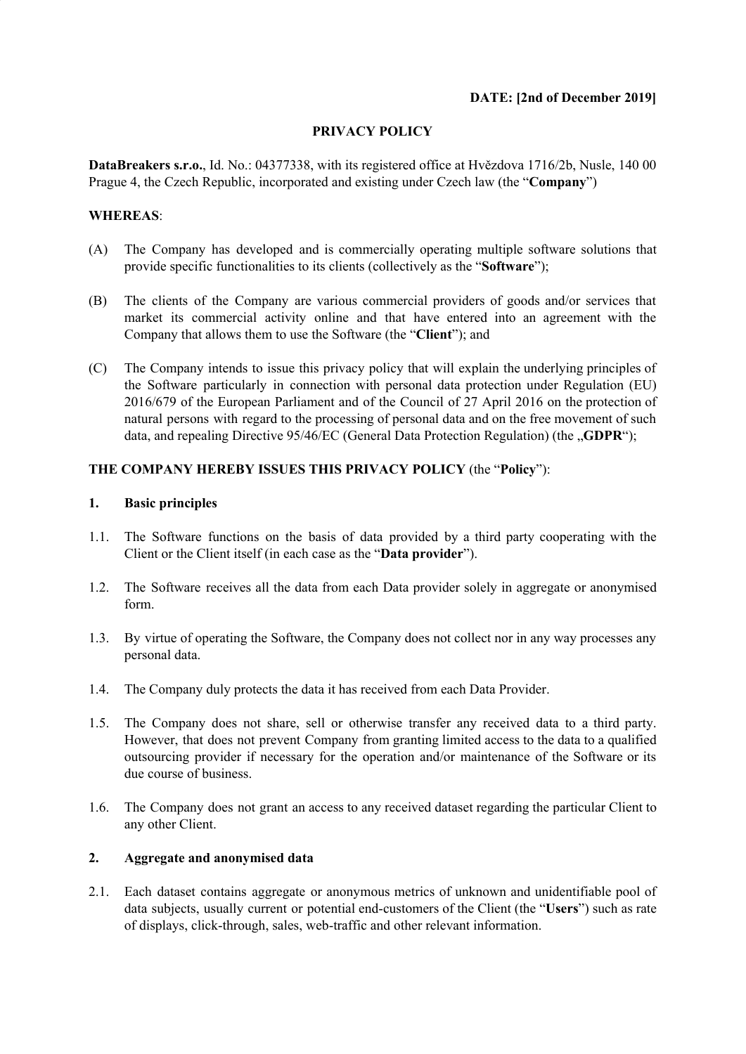**DATE: [2nd of December 2019]**

# PRIVACY POLICY

**DataBreakers s.r.o.**, Id. No.: 04377338, with its registered office at Hvězdova 1716/2b, Nusle, 140 00 Prague 4, the Czech Republic, incorporated and existing under Czech law (the "**Company**")

**WHEREAS**:

(A) The Company has developed and is commercially operating multiple software solutions that provide specific functionalities to its clients (collectively as the "**Software**");

(B) The clients of the Company are various commercial providers of goods and/or services that market its commercial activity online and that have entered into an agreement with the Company that allows them to use the Software (the "**Client**"); and

(C) The Company intends to issue this privacy policy that will explain the underlying principles of the Software particularly in connection with personal data protection under Regulation (EU) 2016/679 of the European Parliament and of the Council of 27 April 2016 on the protection of natural persons with regard to the processing of personal data and on the free movement of such data, and repealing Directive 95/46/EC (General Data Protection Regulation) (the „**GDPR**");

**THE COMPANY HEREBY ISSUES THIS PRIVACY POLICY** (the "**Policy**"):

## 1. Basic principles

1.1. The Software functions on the basis of data provided by a third party cooperating with the Client or the Client itself (in each case as the "**Data provider**").

1.2. The Software receives all the data from each Data provider solely in aggregate or anonymised form.

1.3. By virtue of operating the Software, the Company does not collect nor in any way processes any personal data.

1.4. The Company duly protects the data it has received from each Data Provider.

1.5. The Company does not share, sell or otherwise transfer any received data to a third party. However, that does not prevent Company from granting limited access to the data to a qualified outsourcing provider if necessary for the operation and/or maintenance of the Software or its due course of business.

1.6. The Company does not grant an access to any received dataset regarding the particular Client to any other Client.

## 2. Aggregate and anonymised data

2.1. Each dataset contains aggregate or anonymous metrics of unknown and unidentifiable pool of data subjects, usually current or potential end-customers of the Client (the "**Users**") such as rate of displays, click-through, sales, web-traffic and other relevant information.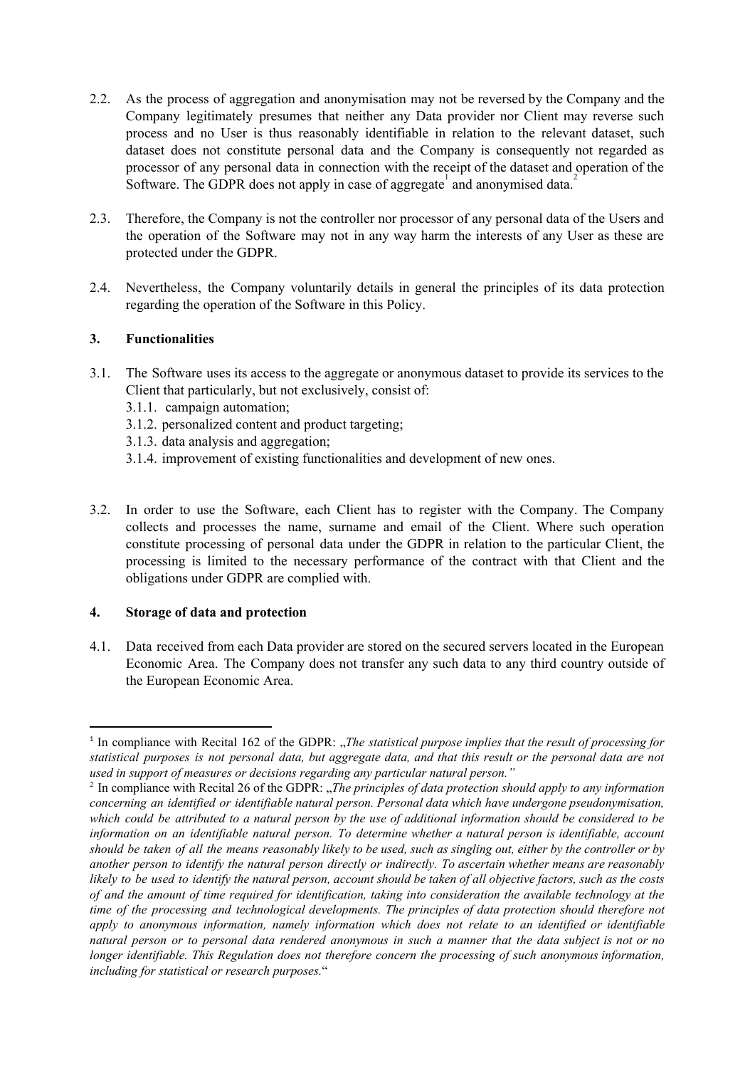2.2. As the process of aggregation and anonymisation may not be reversed by the Company and the Company legitimately presumes that neither any Data provider nor Client may reverse such process and no User is thus reasonably identifiable in relation to the relevant dataset, such dataset does not constitute personal data and the Company is consequently not regarded as processor of any personal data in connection with the receipt of the dataset and operation of the Software. The GDPR does not apply in case of aggregate[1] and anonymised data.[2]

2.3. Therefore, the Company is not the controller nor processor of any personal data of the Users and the operation of the Software may not in any way harm the interests of any User as these are protected under the GDPR.

2.4. Nevertheless, the Company voluntarily details in general the principles of its data protection regarding the operation of the Software in this Policy.

## 3. Functionalities

3.1. The Software uses its access to the aggregate or anonymous dataset to provide its services to the Client that particularly, but not exclusively, consist of:

- 3.1.1. campaign automation;
- 3.1.2. personalized content and product targeting;
- 3.1.3. data analysis and aggregation;
- 3.1.4. improvement of existing functionalities and development of new ones.

3.2. In order to use the Software, each Client has to register with the Company. The Company collects and processes the name, surname and email of the Client. Where such operation constitute processing of personal data under the GDPR in relation to the particular Client, the processing is limited to the necessary performance of the contract with that Client and the obligations under GDPR are complied with.

## 4. Storage of data and protection

4.1. Data received from each Data provider are stored on the secured servers located in the European Economic Area. The Company does not transfer any such data to any third country outside of the European Economic Area.

---

[1] In compliance with Recital 162 of the GDPR: „*The statistical purpose implies that the result of processing for statistical purposes is not personal data, but aggregate data, and that this result or the personal data are not used in support of measures or decisions regarding any particular natural person.*"

[2] In compliance with Recital 26 of the GDPR: „*The principles of data protection should apply to any information concerning an identified or identifiable natural person. Personal data which have undergone pseudonymisation, which could be attributed to a natural person by the use of additional information should be considered to be information on an identifiable natural person. To determine whether a natural person is identifiable, account should be taken of all the means reasonably likely to be used, such as singling out, either by the controller or by another person to identify the natural person directly or indirectly. To ascertain whether means are reasonably likely to be used to identify the natural person, account should be taken of all objective factors, such as the costs of and the amount of time required for identification, taking into consideration the available technology at the time of the processing and technological developments. The principles of data protection should therefore not apply to anonymous information, namely information which does not relate to an identified or identifiable natural person or to personal data rendered anonymous in such a manner that the data subject is not or no longer identifiable. This Regulation does not therefore concern the processing of such anonymous information, including for statistical or research purposes.*"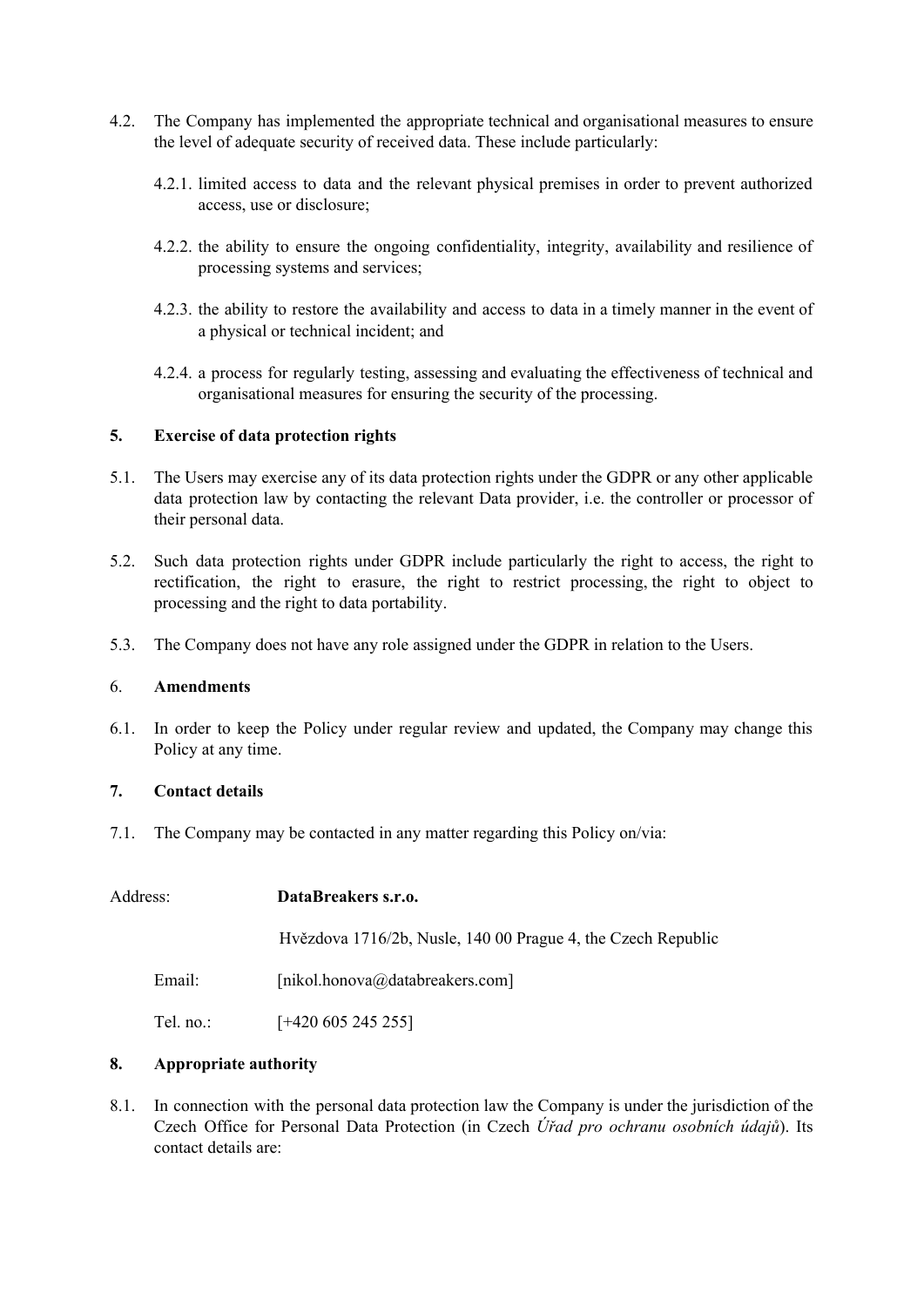4.2. The Company has implemented the appropriate technical and organisational measures to ensure the level of adequate security of received data. These include particularly:

4.2.1. limited access to data and the relevant physical premises in order to prevent authorized access, use or disclosure;

4.2.2. the ability to ensure the ongoing confidentiality, integrity, availability and resilience of processing systems and services;

4.2.3. the ability to restore the availability and access to data in a timely manner in the event of a physical or technical incident; and

4.2.4. a process for regularly testing, assessing and evaluating the effectiveness of technical and organisational measures for ensuring the security of the processing.

## 5. Exercise of data protection rights

5.1. The Users may exercise any of its data protection rights under the GDPR or any other applicable data protection law by contacting the relevant Data provider, i.e. the controller or processor of their personal data.

5.2. Such data protection rights under GDPR include particularly the right to access, the right to rectification, the right to erasure, the right to restrict processing, the right to object to processing and the right to data portability.

5.3. The Company does not have any role assigned under the GDPR in relation to the Users.

## 6. Amendments

6.1. In order to keep the Policy under regular review and updated, the Company may change this Policy at any time.

## 7. Contact details

7.1. The Company may be contacted in any matter regarding this Policy on/via:

Address: **DataBreakers s.r.o.**

Hvězdova 1716/2b, Nusle, 140 00 Prague 4, the Czech Republic

Email: [nikol.honova@databreakers.com]

Tel. no.: [+420 605 245 255]

## 8. Appropriate authority

8.1. In connection with the personal data protection law the Company is under the jurisdiction of the Czech Office for Personal Data Protection (in Czech *Úřad pro ochranu osobních údajů*). Its contact details are: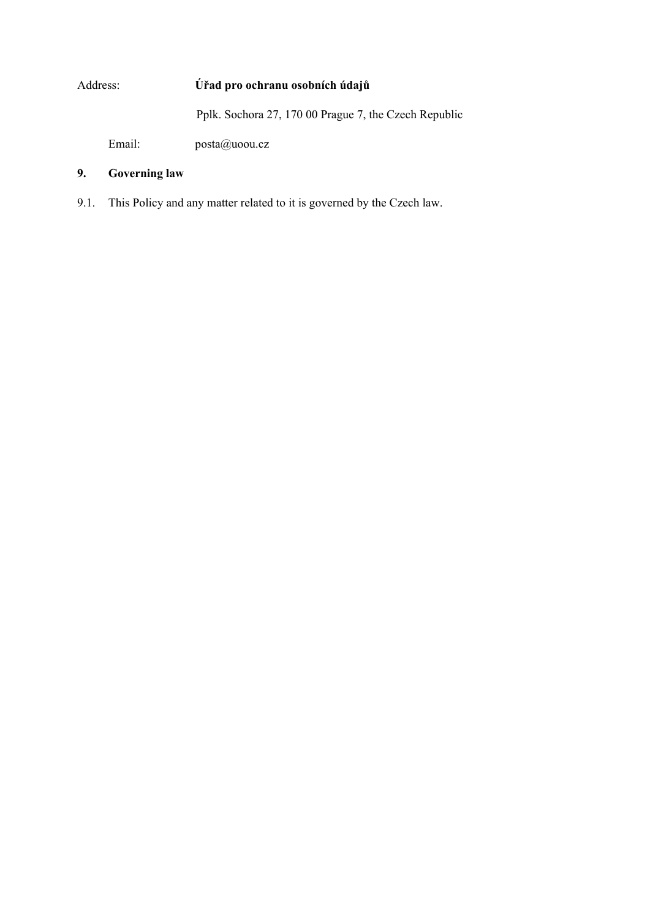Address: **Úřad pro ochranu osobních údajů**

Pplk. Sochora 27, 170 00 Prague 7, the Czech Republic

Email: posta@uoou.cz

## 9. Governing law

9.1. This Policy and any matter related to it is governed by the Czech law.